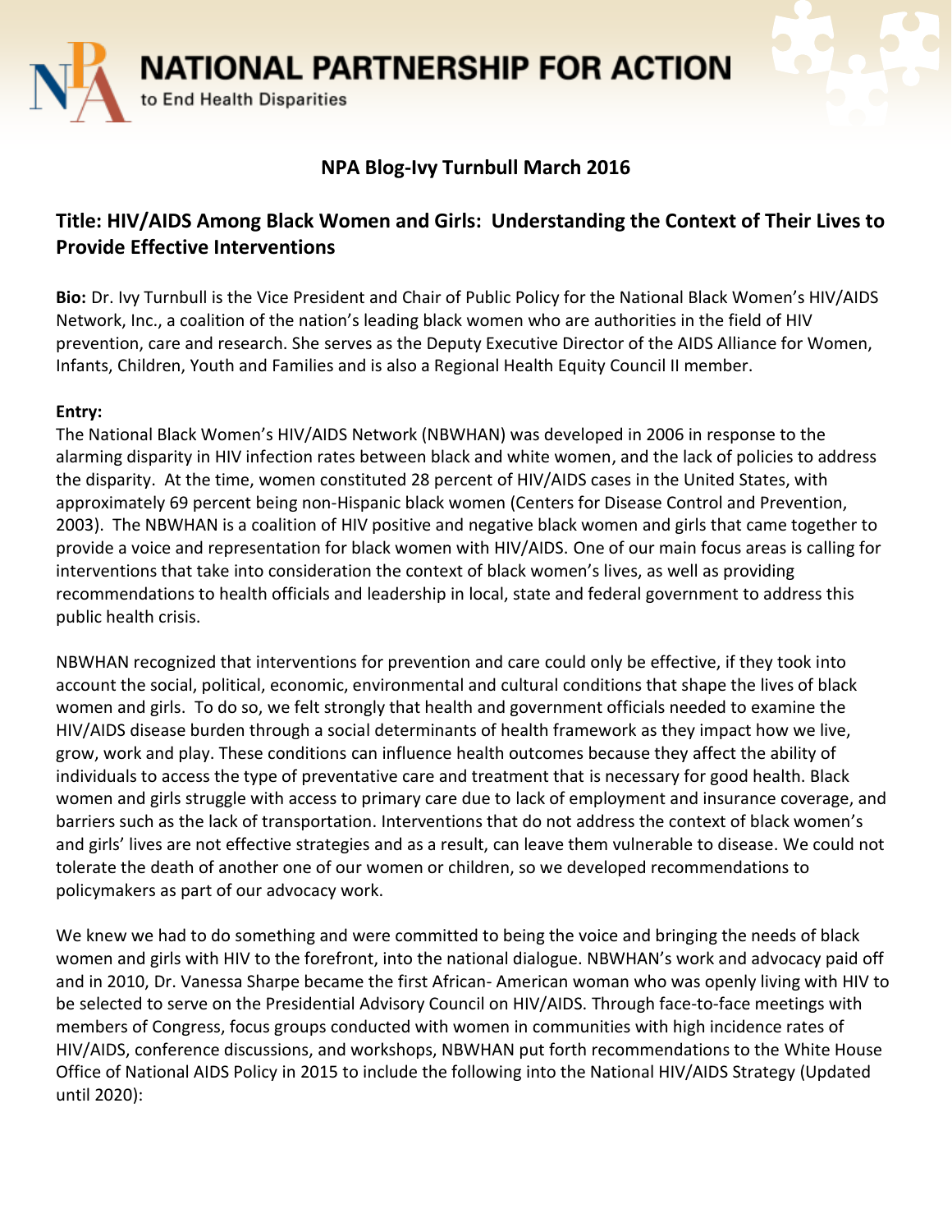# NATIONAL PARTNERSHIP FOR ACTION

to End Health Disparities

## NPA Blog-Ivy Turnbull March 2016

## Title: HIV/AIDS Among Black Women and Girls: Understanding the Context of Their Lives to Provide Effective Interventions

**Bio:** Dr. Ivy Turnbull is the Vice President and Chair of Public Policy for the National Black Women's HIV/AIDS Network, Inc., a coalition of the nation's leading black women who are authorities in the field of HIV prevention, care and research. She serves as the Deputy Executive Director of the AIDS Alliance for Women, Infants, Children, Youth and Families and is also a Regional Health Equity Council II member.

**Entry:**

The National Black Women's HIV/AIDS Network (NBWHAN) was developed in 2006 in response to the alarming disparity in HIV infection rates between black and white women, and the lack of policies to address the disparity. At the time, women constituted 28 percent of HIV/AIDS cases in the United States, with approximately 69 percent being non-Hispanic black women (Centers for Disease Control and Prevention, 2003). The NBWHAN is a coalition of HIV positive and negative black women and girls that came together to provide a voice and representation for black women with HIV/AIDS. One of our main focus areas is calling for interventions that take into consideration the context of black women's lives, as well as providing recommendations to health officials and leadership in local, state and federal government to address this public health crisis.

NBWHAN recognized that interventions for prevention and care could only be effective, if they took into account the social, political, economic, environmental and cultural conditions that shape the lives of black women and girls. To do so, we felt strongly that health and government officials needed to examine the HIV/AIDS disease burden through a social determinants of health framework as they impact how we live, grow, work and play. These conditions can influence health outcomes because they affect the ability of individuals to access the type of preventative care and treatment that is necessary for good health. Black women and girls struggle with access to primary care due to lack of employment and insurance coverage, and barriers such as the lack of transportation. Interventions that do not address the context of black women's and girls' lives are not effective strategies and as a result, can leave them vulnerable to disease. We could not tolerate the death of another one of our women or children, so we developed recommendations to policymakers as part of our advocacy work.

We knew we had to do something and were committed to being the voice and bringing the needs of black women and girls with HIV to the forefront, into the national dialogue. NBWHAN's work and advocacy paid off and in 2010, Dr. Vanessa Sharpe became the first African- American woman who was openly living with HIV to be selected to serve on the Presidential Advisory Council on HIV/AIDS. Through face-to-face meetings with members of Congress, focus groups conducted with women in communities with high incidence rates of HIV/AIDS, conference discussions, and workshops, NBWHAN put forth recommendations to the White House Office of National AIDS Policy in 2015 to include the following into the National HIV/AIDS Strategy (Updated until 2020):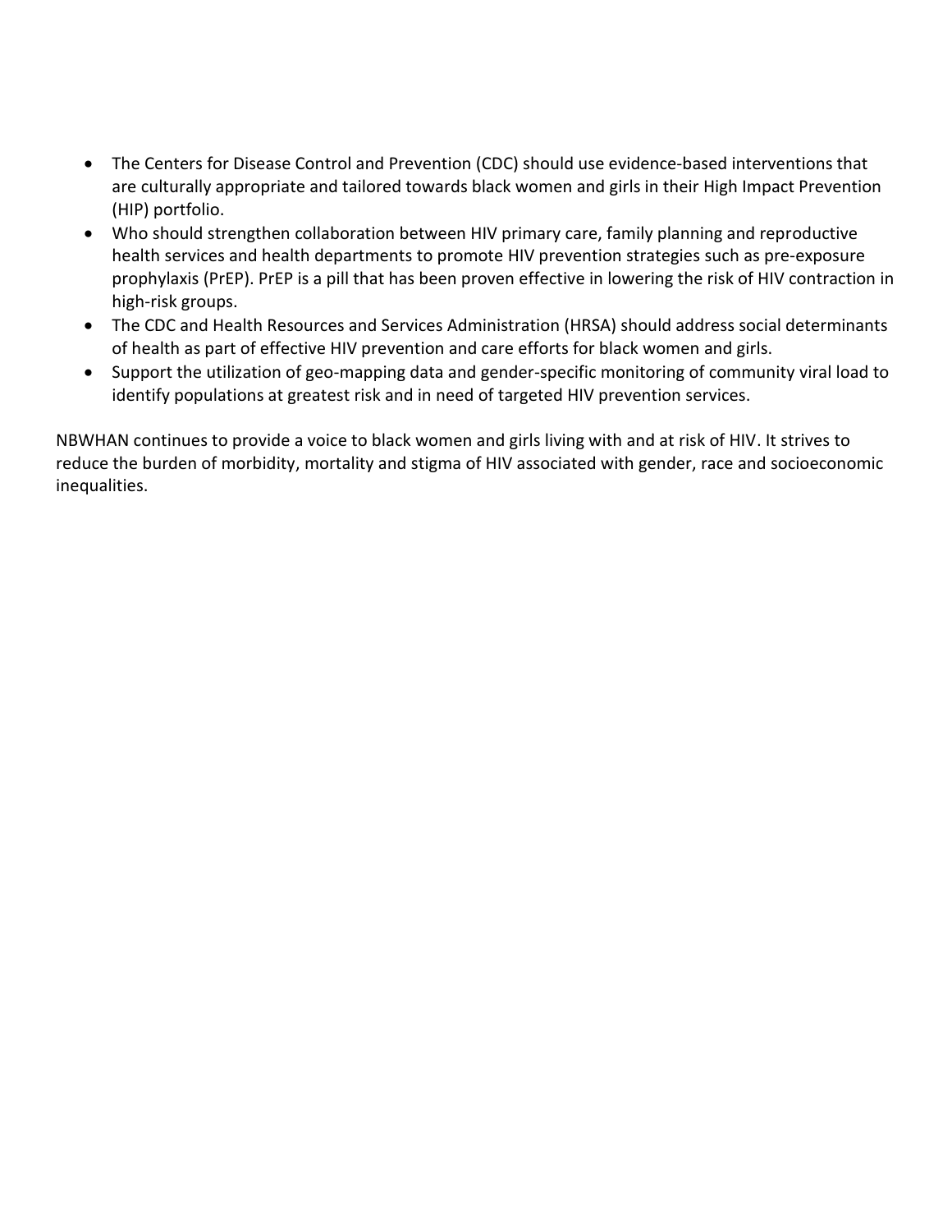- The Centers for Disease Control and Prevention (CDC) should use evidence-based interventions that are culturally appropriate and tailored towards black women and girls in their High Impact Prevention (HIP) portfolio.
- Who should strengthen collaboration between HIV primary care, family planning and reproductive health services and health departments to promote HIV prevention strategies such as pre-exposure prophylaxis (PrEP). PrEP is a pill that has been proven effective in lowering the risk of HIV contraction in high-risk groups.
- The CDC and Health Resources and Services Administration (HRSA) should address social determinants of health as part of effective HIV prevention and care efforts for black women and girls.
- Support the utilization of geo-mapping data and gender-specific monitoring of community viral load to identify populations at greatest risk and in need of targeted HIV prevention services.

NBWHAN continues to provide a voice to black women and girls living with and at risk of HIV. It strives to reduce the burden of morbidity, mortality and stigma of HIV associated with gender, race and socioeconomic inequalities.